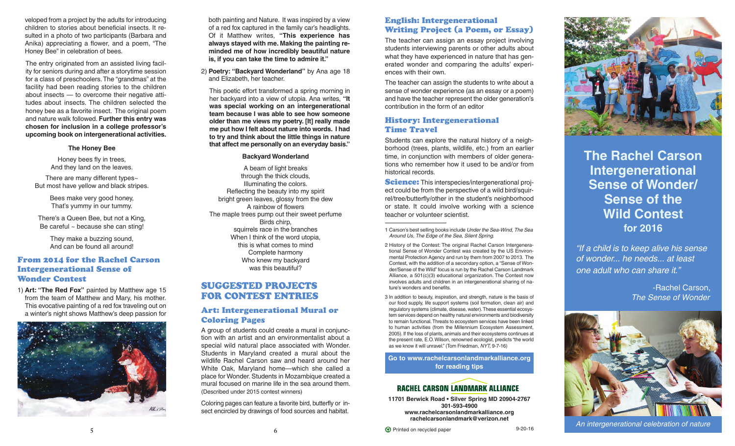veloped from a project by the adults for introducing children to stories about beneficial insects. It resulted in a photo of two participants (Barbara and Anika) appreciating a flower, and a poem, "The Honey Bee" in celebration of bees.

The entry originated from an assisted living facility for seniors during and after a storytime session for a class of preschoolers. The "grandmas" at the facility had been reading stories to the children about insects — to overcome their negative attitudes about insects. The children selected the honey bee as a favorite insect. The original poem and nature walk followed. **Further this entry was chosen for inclusion in a college professor's upcoming book on intergenerational activities.**

**The Honey Bee**

Honey bees fly in trees,
And they land on the leaves.

There are many different types~
But most have yellow and black stripes.

Bees make very good honey,
That's yummy in our tummy.

There's a Queen Bee, but not a King,
Be careful ~ because she can sting!

They make a buzzing sound,
And can be found all around!

## From 2014 for the Rachel Carson Intergenerational Sense of Wonder Contest

1) **Art: "The Red Fox"** painted by Matthew age 15 from the team of Matthew and Mary, his mother. This evocative painting of a red fox traveling out on a winter's night shows Matthew's deep passion for both painting and Nature. It was inspired by a view of a red fox captured in the family car's headlights. Of it Matthew writes, **"This experience has always stayed with me. Making the painting reminded me of how incredibly beautiful nature is, if you can take the time to admire it."**

2) **Poetry: "Backyard Wonderland"** by Ana age 18 and Elizabeth, her teacher.

This poetic effort transformed a spring morning in her backyard into a view of utopia. Ana writes, **"It was special working on an intergenerational team because I was able to see how someone older than me views my poetry. [It] really made me put how I felt about nature into words. I had to try and think about the little things in nature that affect me personally on an everyday basis."**

**Backyard Wonderland**

A beam of light breaks
through the thick clouds,
Illuminating the colors.
Reflecting the beauty into my spirit
bright green leaves, glossy from the dew
A rainbow of flowers
The maple trees pump out their sweet perfume
Birds chirp,
squirrels race in the branches
When I think of the word utopia,
this is what comes to mind
Complete harmony
Who knew my backyard
was this beautiful?

# SUGGESTED PROJECTS FOR CONTEST ENTRIES

## Art: Intergenerational Mural or Coloring Pages

A group of students could create a mural in conjunction with an artist and an environmentalist about a special wild natural place associated with Wonder. Students in Maryland created a mural about the wildlife Rachel Carson saw and heard around her White Oak, Maryland home—which she called a place for Wonder. Students in Mozambique created a mural focused on marine life in the sea around them. (Described under 2015 contest winners)

Coloring pages can feature a favorite bird, butterfly or insect encircled by drawings of food sources and habitat.

## English: Intergenerational Writing Project (a Poem, or Essay)

The teacher can assign an essay project involving students interviewing parents or other adults about what they have experienced in nature that has generated wonder and comparing the adults' experiences with their own.

The teacher can assign the students to write about a sense of wonder experience (as an essay or a poem) and have the teacher represent the older generation's contribution in the form of an editor

## History: Intergenerational Time Travel

Students can explore the natural history of a neighborhood (trees, plants, wildlife, etc.) from an earlier time, in conjunction with members of older generations who remember how it used to be and/or from historical records.

**Science:** This interspecies/intergenerational project could be from the perspective of a wild bird/squirrel/tree/butterfly/other in the student's neighborhood or state. It could involve working with a science teacher or volunteer scientist.

---

1 Carson's best selling books include *Under the Sea-Wind, The Sea Around Us, The Edge of the Sea, Silent Spring.*

2 History of the Contest: The original Rachel Carson Intergenerational Sense of Wonder Contest was created by the US Environmental Protection Agency and run by them from 2007 to 2013. The Contest, with the addition of a secondary option, a "Sense of Wonder/Sense of the Wild" focus is run by the Rachel Carson Landmark Alliance, a 501(c)(3) educational organization. The Contest now involves adults and children in an intergenerational sharing of nature's wonders and benefits.

3 In addition to beauty, inspiration, and strength, nature is the basis of our food supply, life support systems (soil formation, clean air) and regulatory systems (climate, disease, water). These essential ecosystem services depend on healthy natural environments and biodiversity to remain functional. Threats to ecosystem services have been linked to human activities (from the Millennium Ecosystem Assessment, 2005). If the loss of plants, animals and their ecosystems continues at the present rate, E.O. Wilson, renowned ecologist, predicts "the world as we know it will unravel." (Tom Friedman, *NYT,* 9-7-16)

**Go to www.rachelcarsonlandmarkalliance.org for reading tips**

**RACHEL CARSON LANDMARK ALLIANCE**

**11701 Berwick Road • Silver Spring MD 20904-2767**
**301-593-4900**
**www.rachelcarsonlandmarkalliance.org**
**rachelcarsonlandmark@verizon.net**

Printed on recycled paper

9-20-16

# The Rachel Carson Intergenerational Sense of Wonder/ Sense of the Wild Contest for 2016

*"If a child is to keep alive his sense of wonder... he needs... at least one adult who can share it."*

-Rachel Carson, *The Sense of Wonder*

*An intergenerational celebration of nature*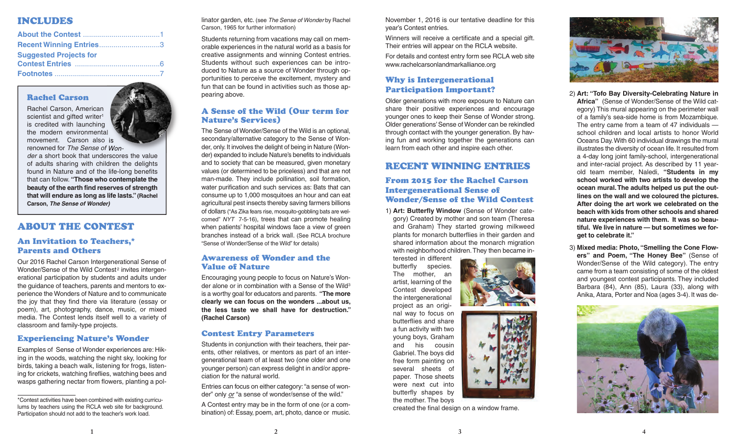# INCLUDES

About the Contest ......................................1
Recent Winning Entries..............................3
Suggested Projects for Contest Entries ..........................................6
Footnotes ...................................................7

## Rachel Carson

Rachel Carson, American scientist and gifted writer[1] is credited with launching the modern environmental movement. Carson also is renowned for *The Sense of Wonder* a short book that underscores the value of adults sharing with children the delights found in Nature and of the life-long benefits that can follow. **"Those who contemplate the beauty of the earth find reserves of strength that will endure as long as life lasts." (Rachel Carson, *The Sense of Wonder*)**

# ABOUT THE CONTEST

## An Invitation to Teachers,* Parents and Others

Our 2016 Rachel Carson Intergenerational Sense of Wonder/Sense of the Wild Contest[2] invites intergenerational participation by students and adults under the guidance of teachers, parents and mentors to experience the Wonders of Nature and to communicate the joy that they find there via literature (essay or poem), art, photography, dance, music, or mixed media. The Contest lends itself well to a variety of classroom and family-type projects.

## Experiencing Nature's Wonder

Examples of Sense of Wonder experiences are: Hiking in the woods, watching the night sky, looking for birds, taking a beach walk, listening for frogs, listening for crickets, watching fireflies, watching bees and wasps gathering nectar from flowers, planting a pollinator garden, etc. (see *The Sense of Wonder* by Rachel Carson, 1965 for further information)

Students returning from vacations may call on memorable experiences in the natural world as a basis for creative assignments and winning Contest entries. Students without such experiences can be introduced to Nature as a source of Wonder through opportunities to perceive the excitement, mystery and fun that can be found in activities such as those appearing above.

*Contest activities have been combined with existing curriculums by teachers using the RCLA web site for background. Participation should not add to the teacher's work load.

## A Sense of the Wild (Our term for Nature's Services)

The Sense of Wonder/Sense of the Wild is an optional, secondary/alternative category to the Sense of Wonder, only. It involves the delight of being in Nature (Wonder) expanded to include Nature's benefits to individuals and to society that can be measured, given monetary values (or determined to be priceless) and that are not man-made. They include pollination, soil formation, water purification and such services as: Bats that can consume up to 1,000 mosquitoes an hour and can eat agricultural pest insects thereby saving farmers billions of dollars ("As Zika fears rise, mosquito-gobbling bats are welcomed" *NYT* 7-5-16), trees that can promote healing when patients' hospital windows face a view of green branches instead of a brick wall. (See RCLA brochure "Sense of Wonder/Sense of the Wild" for details)

## Awareness of Wonder and the Value of Nature

Encouraging young people to focus on Nature's Wonder alone or in combination with a Sense of the Wild[3] is a worthy goal for educators and parents. **"The more clearly we can focus on the wonders ...about us, the less taste we shall have for destruction." (Rachel Carson)**

## Contest Entry Parameters

Students in conjunction with their teachers, their parents, other relatives, or mentors as part of an intergenerational team of at least two (one older and one younger person) can express delight in and/or appreciation for the natural world.

Entries can focus on either category: "a sense of wonder" only *or* "a sense of wonder/sense of the wild."

A Contest entry may be in the form of one (or a combination) of: Essay, poem, art, photo, dance or music.

November 1, 2016 is our tentative deadline for this year's Contest entries.

Winners will receive a certificate and a special gift. Their entries will appear on the RCLA website.

For details and contest entry form see RCLA web site www.rachelcarsonlandmarkalliance.org

## Why is Intergenerational Participation Important?

Older generations with more exposure to Nature can share their positive experiences and encourage younger ones to keep their Sense of Wonder strong. Older generations' Sense of Wonder can be rekindled through contact with the younger generation. By having fun and working together the generations can learn from each other and inspire each other.

# RECENT WINNING ENTRIES

## From 2015 for the Rachel Carson Intergenerational Sense of Wonder/Sense of the Wild Contest

1) **Art: Butterfly Window** (Sense of Wonder category) Created by mother and son team (Theresa and Graham) They started growing milkweed plants for monarch butterflies in their garden and shared information about the monarch migration with neighborhood children. They then became interested in different butterfly species. The mother, an artist, learning of the Contest developed the intergenerational project as an original way to focus on butterflies and share a fun activity with two young boys, Graham and his cousin Gabriel. The boys did free form painting on several sheets of paper. Those sheets were next cut into butterfly shapes by the mother. The boys created the final design on a window frame.

2) **Art: "Tofo Bay Diversity-Celebrating Nature in Africa"** (Sense of Wonder/Sense of the Wild category) This mural appearing on the perimeter wall of a family's sea-side home is from Mozambique. The entry came from a team of 47 individuals — school children and local artists to honor World Oceans Day. With 60 individual drawings the mural illustrates the diversity of ocean life. It resulted from a 4-day long joint family-school, intergenerational and inter-racial project. As described by 11 year-old team member, Naledi, **"Students in my school worked with two artists to develop the ocean mural. The adults helped us put the outlines on the wall and we coloured the pictures. After doing the art work we celebrated on the beach with kids from other schools and shared nature experiences with them. It was so beautiful. We live in nature — but sometimes we forget to celebrate it."**

3) **Mixed media: Photo, "Smelling the Cone Flowers" and Poem, "The Honey Bee"** (Sense of Wonder/Sense of the Wild category). The entry came from a team consisting of some of the oldest and youngest contest participants. They included Barbara (84), Ann (85), Laura (33), along with Anika, Atara, Porter and Noa (ages 3-4). It was de-